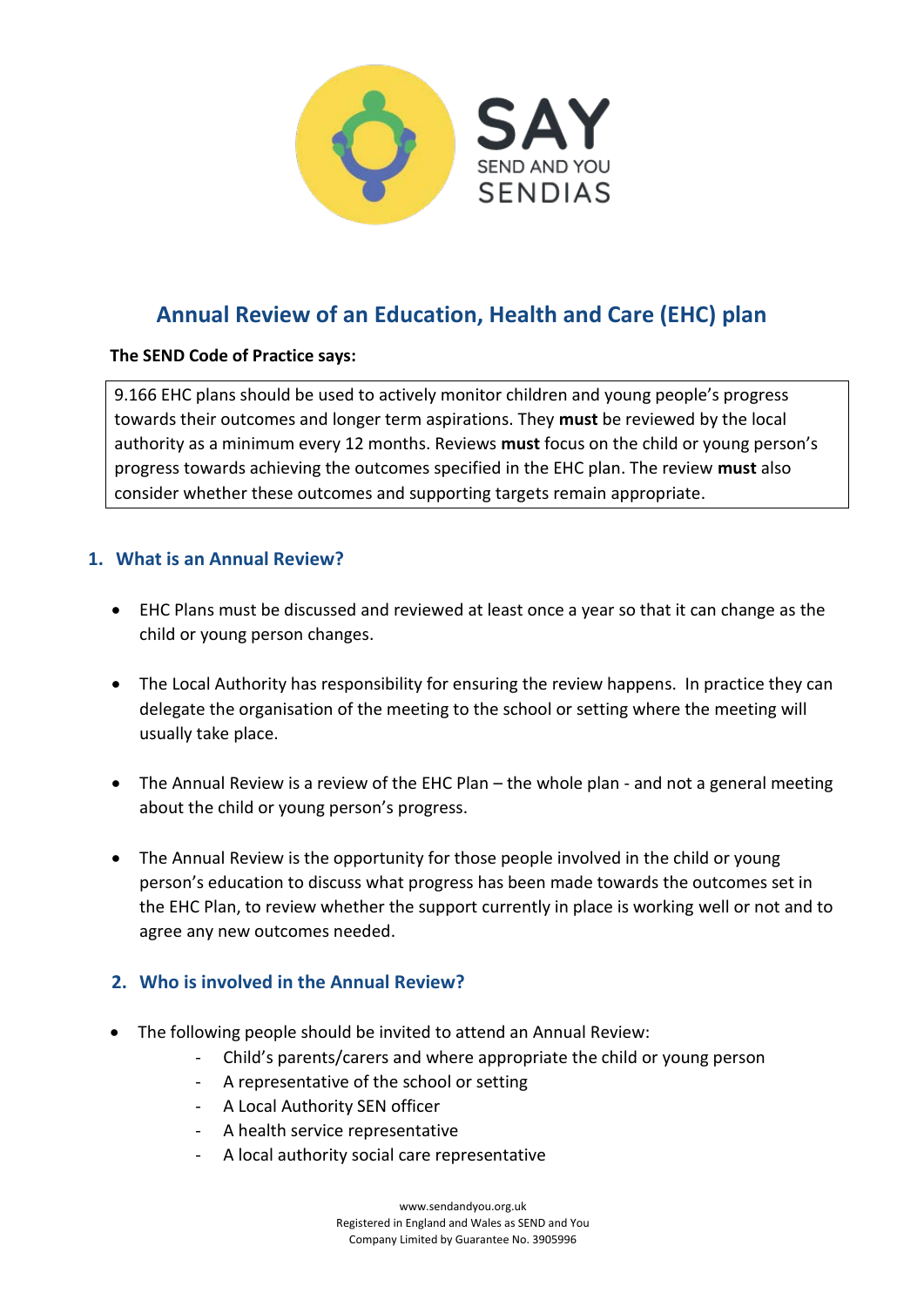# Annual Review of an Education, Health and Care (EHC) plan

**The SEND Code of Practice says:**

> 9.166 EHC plans should be used to actively monitor children and young people's progress towards their outcomes and longer term aspirations. They **must** be reviewed by the local authority as a minimum every 12 months. Reviews **must** focus on the child or young person's progress towards achieving the outcomes specified in the EHC plan. The review **must** also consider whether these outcomes and supporting targets remain appropriate.

## 1. What is an Annual Review?

- EHC Plans must be discussed and reviewed at least once a year so that it can change as the child or young person changes.
- The Local Authority has responsibility for ensuring the review happens. In practice they can delegate the organisation of the meeting to the school or setting where the meeting will usually take place.
- The Annual Review is a review of the EHC Plan – the whole plan - and not a general meeting about the child or young person's progress.
- The Annual Review is the opportunity for those people involved in the child or young person's education to discuss what progress has been made towards the outcomes set in the EHC Plan, to review whether the support currently in place is working well or not and to agree any new outcomes needed.

## 2. Who is involved in the Annual Review?

- The following people should be invited to attend an Annual Review:
  - Child's parents/carers and where appropriate the child or young person
  - A representative of the school or setting
  - A Local Authority SEN officer
  - A health service representative
  - A local authority social care representative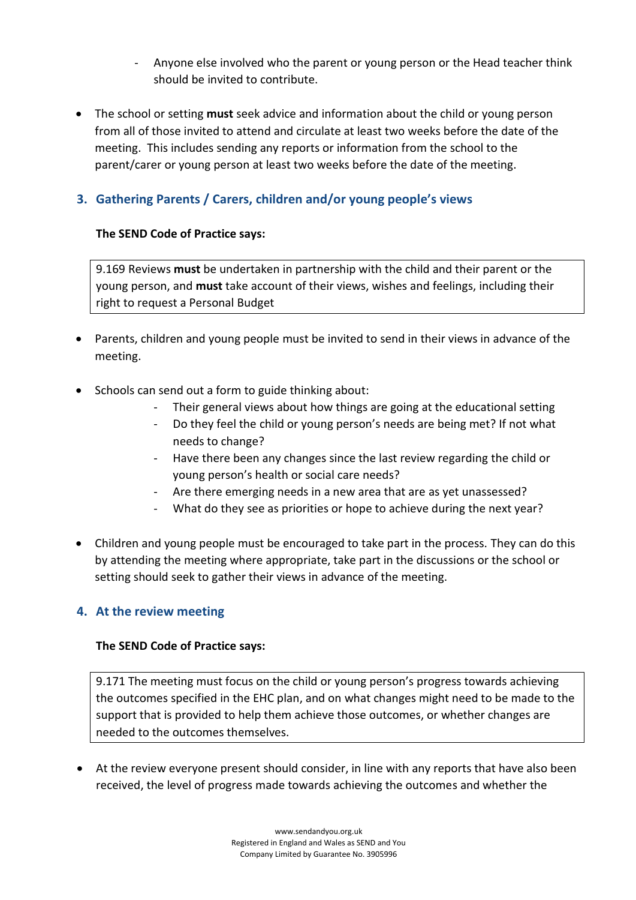- Anyone else involved who the parent or young person or the Head teacher think should be invited to contribute.

- The school or setting **must** seek advice and information about the child or young person from all of those invited to attend and circulate at least two weeks before the date of the meeting. This includes sending any reports or information from the school to the parent/carer or young person at least two weeks before the date of the meeting.

## 3. Gathering Parents / Carers, children and/or young people's views

**The SEND Code of Practice says:**

> 9.169 Reviews **must** be undertaken in partnership with the child and their parent or the young person, and **must** take account of their views, wishes and feelings, including their right to request a Personal Budget

- Parents, children and young people must be invited to send in their views in advance of the meeting.

- Schools can send out a form to guide thinking about:
  - Their general views about how things are going at the educational setting
  - Do they feel the child or young person's needs are being met? If not what needs to change?
  - Have there been any changes since the last review regarding the child or young person's health or social care needs?
  - Are there emerging needs in a new area that are as yet unassessed?
  - What do they see as priorities or hope to achieve during the next year?

- Children and young people must be encouraged to take part in the process. They can do this by attending the meeting where appropriate, take part in the discussions or the school or setting should seek to gather their views in advance of the meeting.

## 4. At the review meeting

**The SEND Code of Practice says:**

> 9.171 The meeting must focus on the child or young person's progress towards achieving the outcomes specified in the EHC plan, and on what changes might need to be made to the support that is provided to help them achieve those outcomes, or whether changes are needed to the outcomes themselves.

- At the review everyone present should consider, in line with any reports that have also been received, the level of progress made towards achieving the outcomes and whether the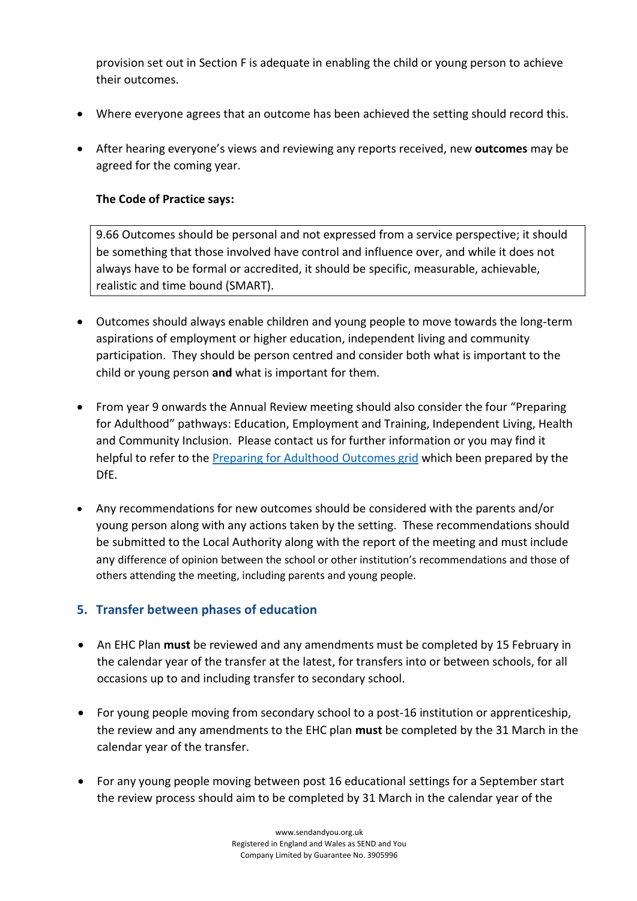provision set out in Section F is adequate in enabling the child or young person to achieve their outcomes.

- Where everyone agrees that an outcome has been achieved the setting should record this.
- After hearing everyone's views and reviewing any reports received, new **outcomes** may be agreed for the coming year.

**The Code of Practice says:**

> 9.66 Outcomes should be personal and not expressed from a service perspective; it should be something that those involved have control and influence over, and while it does not always have to be formal or accredited, it should be specific, measurable, achievable, realistic and time bound (SMART).

- Outcomes should always enable children and young people to move towards the long-term aspirations of employment or higher education, independent living and community participation. They should be person centred and consider both what is important to the child or young person **and** what is important for them.
- From year 9 onwards the Annual Review meeting should also consider the four "Preparing for Adulthood" pathways: Education, Employment and Training, Independent Living, Health and Community Inclusion. Please contact us for further information or you may find it helpful to refer to the [Preparing for Adulthood Outcomes grid]() which been prepared by the DfE.
- Any recommendations for new outcomes should be considered with the parents and/or young person along with any actions taken by the setting. These recommendations should be submitted to the Local Authority along with the report of the meeting and must include any difference of opinion between the school or other institution's recommendations and those of others attending the meeting, including parents and young people.

## 5. Transfer between phases of education

- An EHC Plan **must** be reviewed and any amendments must be completed by 15 February in the calendar year of the transfer at the latest, for transfers into or between schools, for all occasions up to and including transfer to secondary school.
- For young people moving from secondary school to a post-16 institution or apprenticeship, the review and any amendments to the EHC plan **must** be completed by the 31 March in the calendar year of the transfer.
- For any young people moving between post 16 educational settings for a September start the review process should aim to be completed by 31 March in the calendar year of the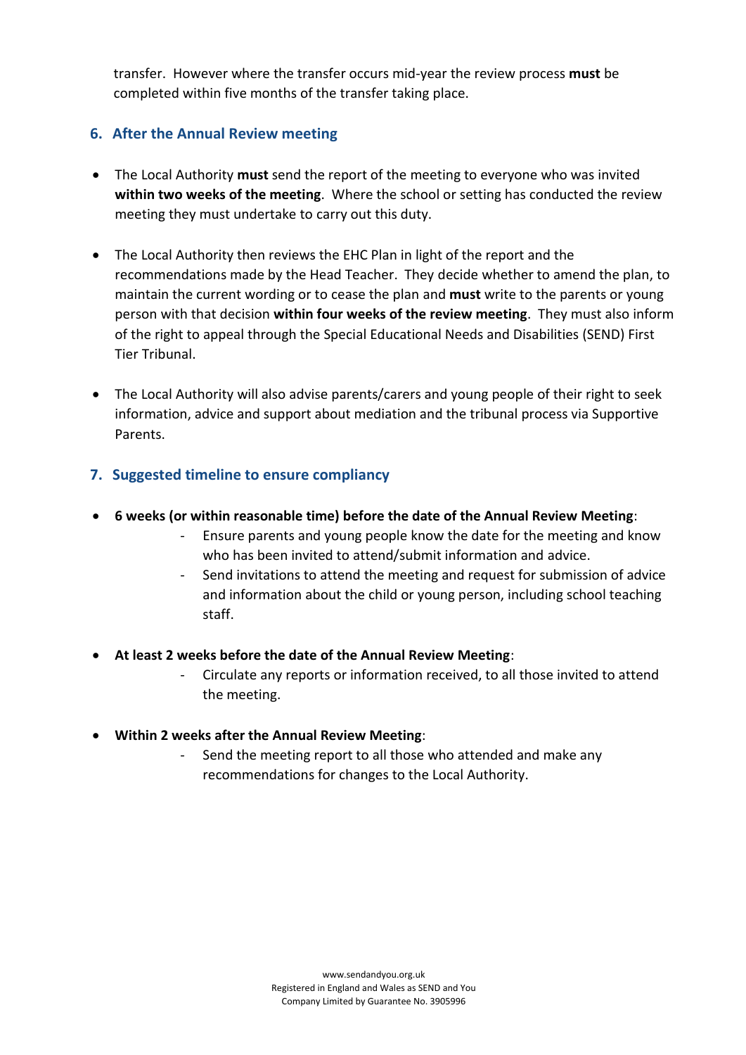transfer. However where the transfer occurs mid-year the review process **must** be completed within five months of the transfer taking place.

## 6. After the Annual Review meeting

- The Local Authority **must** send the report of the meeting to everyone who was invited **within two weeks of the meeting**. Where the school or setting has conducted the review meeting they must undertake to carry out this duty.

- The Local Authority then reviews the EHC Plan in light of the report and the recommendations made by the Head Teacher. They decide whether to amend the plan, to maintain the current wording or to cease the plan and **must** write to the parents or young person with that decision **within four weeks of the review meeting**. They must also inform of the right to appeal through the Special Educational Needs and Disabilities (SEND) First Tier Tribunal.

- The Local Authority will also advise parents/carers and young people of their right to seek information, advice and support about mediation and the tribunal process via Supportive Parents.

## 7. Suggested timeline to ensure compliancy

- **6 weeks (or within reasonable time) before the date of the Annual Review Meeting**:
  - Ensure parents and young people know the date for the meeting and know who has been invited to attend/submit information and advice.
  - Send invitations to attend the meeting and request for submission of advice and information about the child or young person, including school teaching staff.

- **At least 2 weeks before the date of the Annual Review Meeting**:
  - Circulate any reports or information received, to all those invited to attend the meeting.

- **Within 2 weeks after the Annual Review Meeting**:
  - Send the meeting report to all those who attended and make any recommendations for changes to the Local Authority.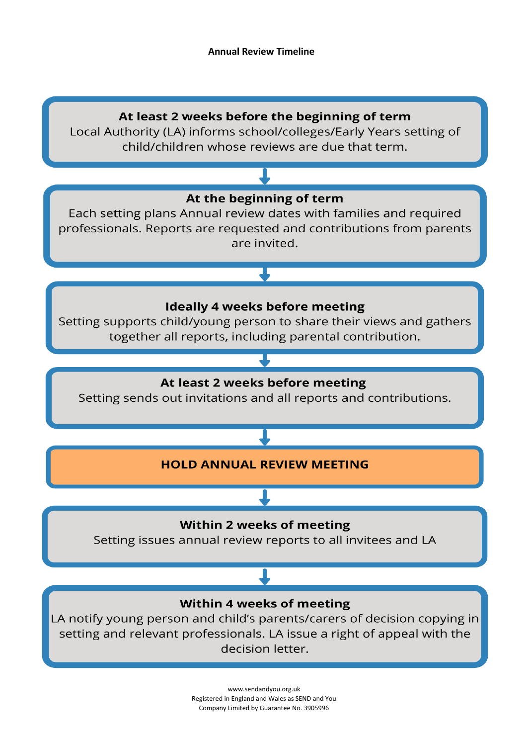**Annual Review Timeline**

**At least 2 weeks before the beginning of term**
Local Authority (LA) informs school/colleges/Early Years setting of child/children whose reviews are due that term.

↓

**At the beginning of term**
Each setting plans Annual review dates with families and required professionals. Reports are requested and contributions from parents are invited.

↓

**Ideally 4 weeks before meeting**
Setting supports child/young person to share their views and gathers together all reports, including parental contribution.

↓

**At least 2 weeks before meeting**
Setting sends out invitations and all reports and contributions.

↓

**HOLD ANNUAL REVIEW MEETING**

↓

**Within 2 weeks of meeting**
Setting issues annual review reports to all invitees and LA

↓

**Within 4 weeks of meeting**
LA notify young person and child's parents/carers of decision copying in setting and relevant professionals. LA issue a right of appeal with the decision letter.

www.sendandyou.org.uk
Registered in England and Wales as SEND and You
Company Limited by Guarantee No. 3905996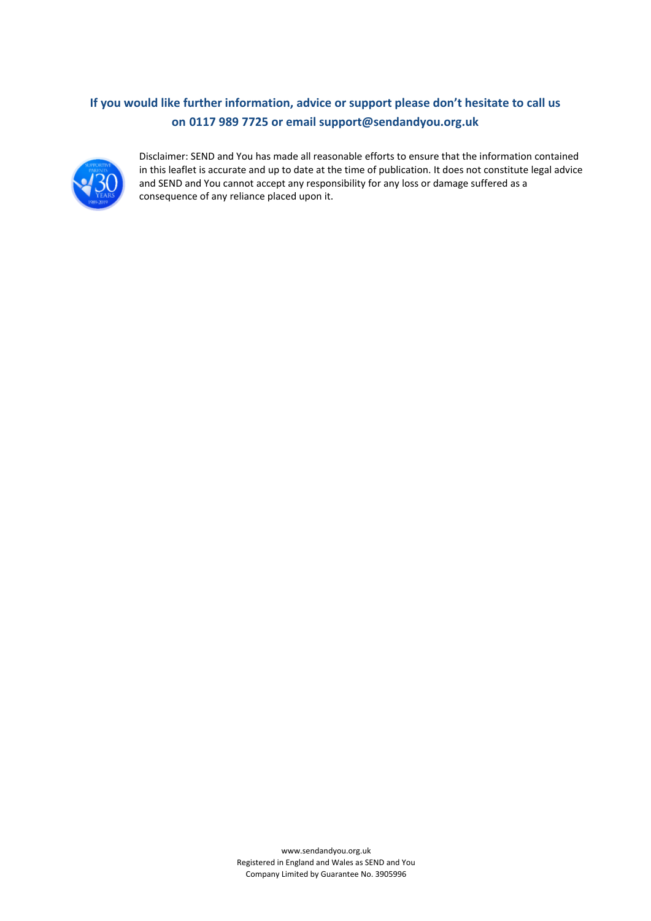**If you would like further information, advice or support please don't hesitate to call us on 0117 989 7725 or email support@sendandyou.org.uk**

Disclaimer: SEND and You has made all reasonable efforts to ensure that the information contained in this leaflet is accurate and up to date at the time of publication. It does not constitute legal advice and SEND and You cannot accept any responsibility for any loss or damage suffered as a consequence of any reliance placed upon it.

www.sendandyou.org.uk
Registered in England and Wales as SEND and You
Company Limited by Guarantee No. 3905996